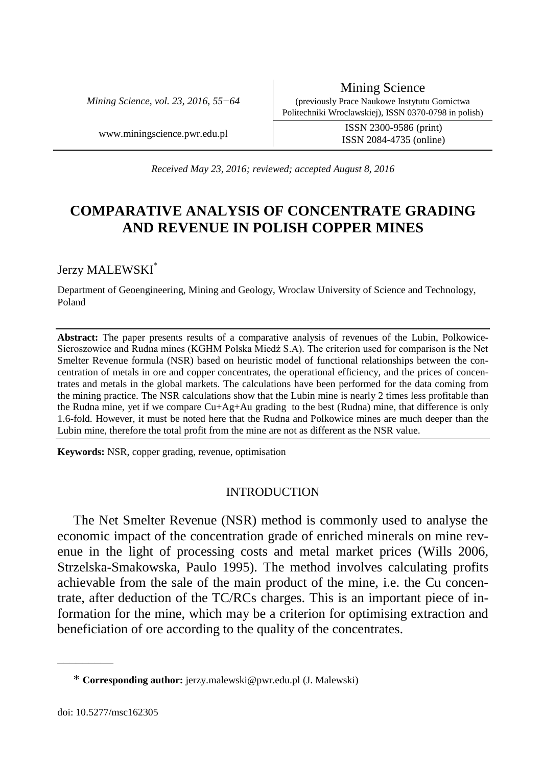Received May 23, 2016; reviewed; accepted August 8, 2016

# COMPARATIVE ANALYSIS OF CONCENTRATE GRADING AND REVENUE IN POLISH COPPER MINES

Jerzy MALEWSKI*

Department of Geoengineering, Mining and Geology, Wroclaw University of Science and Technology, Poland

**Abstract:** The paper presents results of a comparative analysis of revenues of the Lubin, Polkowice-Sieroszowice and Rudna mines (KGHM Polska Miedź S.A). The criterion used for comparison is the Net Smelter Revenue formula (NSR) based on heuristic model of functional relationships between the concentration of metals in ore and copper concentrates, the operational efficiency, and the prices of concentrates and metals in the global markets. The calculations have been performed for the data coming from the mining practice. The NSR calculations show that the Lubin mine is nearly 2 times less profitable than the Rudna mine, yet if we compare Cu+Ag+Au grading to the best (Rudna) mine, that difference is only 1.6-fold. However, it must be noted here that the Rudna and Polkowice mines are much deeper than the Lubin mine, therefore the total profit from the mine are not as different as the NSR value.

**Keywords:** NSR, copper grading, revenue, optimisation

## INTRODUCTION

The Net Smelter Revenue (NSR) method is commonly used to analyse the economic impact of the concentration grade of enriched minerals on mine revenue in the light of processing costs and metal market prices (Wills 2006, Strzelska-Smakowska, Paulo 1995). The method involves calculating profits achievable from the sale of the main product of the mine, i.e. the Cu concentrate, after deduction of the TC/RCs charges. This is an important piece of information for the mine, which may be a criterion for optimising extraction and beneficiation of ore according to the quality of the concentrates.

* **Corresponding author:** jerzy.malewski@pwr.edu.pl (J. Malewski)

doi: 10.5277/msc162305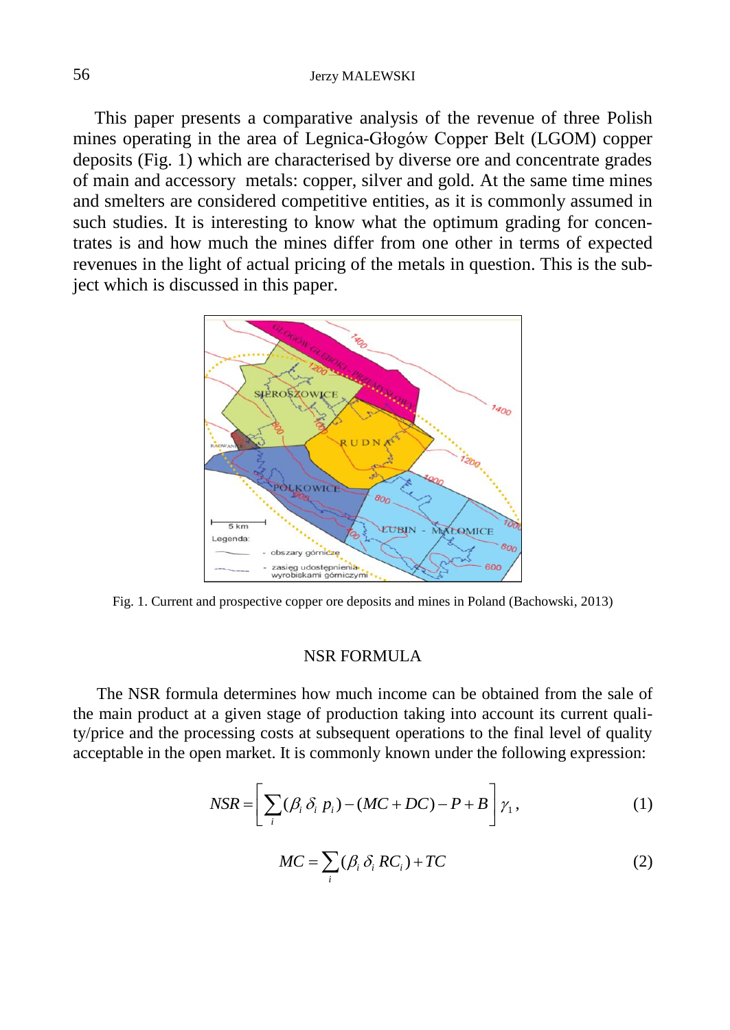This paper presents a comparative analysis of the revenue of three Polish mines operating in the area of Legnica-Głogów Copper Belt (LGOM) copper deposits (Fig. 1) which are characterised by diverse ore and concentrate grades of main and accessory metals: copper, silver and gold. At the same time mines and smelters are considered competitive entities, as it is commonly assumed in such studies. It is interesting to know what the optimum grading for concentrates is and how much the mines differ from one other in terms of expected revenues in the light of actual pricing of the metals in question. This is the subject which is discussed in this paper.

Fig. 1. Current and prospective copper ore deposits and mines in Poland (Bachowski, 2013)

## NSR FORMULA

The NSR formula determines how much income can be obtained from the sale of the main product at a given stage of production taking into account its current quality/price and the processing costs at subsequent operations to the final level of quality acceptable in the open market. It is commonly known under the following expression:

$$NSR = \left[ \sum_i (\beta_i \, \delta_i \, p_i) - (MC + DC) - P + B \right] \gamma_1 , \tag{1}$$

$$MC = \sum_i (\beta_i \, \delta_i \, RC_i) + TC \tag{2}$$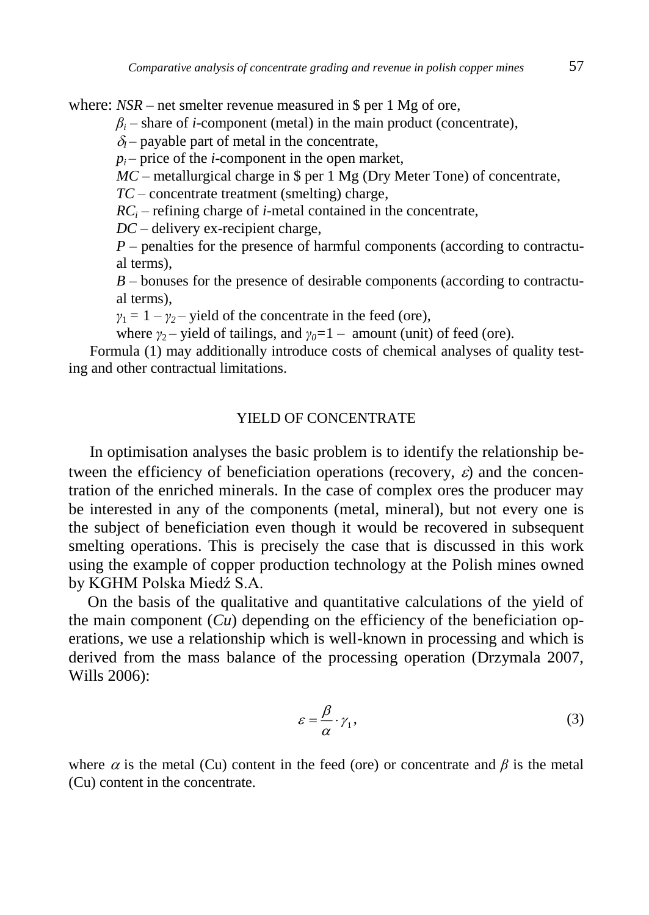where: *NSR* – net smelter revenue measured in $ per 1 Mg of ore,

$\beta_i$ – share of *i*-component (metal) in the main product (concentrate),

$\delta_I$ – payable part of metal in the concentrate,

$p_i$ – price of the *i*-component in the open market,

*MC* – metallurgical charge in $ per 1 Mg (Dry Meter Tone) of concentrate,

*TC* – concentrate treatment (smelting) charge,

$RC_i$ – refining charge of *i*-metal contained in the concentrate,

*DC* – delivery ex-recipient charge,

*P* – penalties for the presence of harmful components (according to contractual terms),

*B* – bonuses for the presence of desirable components (according to contractual terms),

$\gamma_1 = 1 - \gamma_2$ – yield of the concentrate in the feed (ore),

where $\gamma_2$ – yield of tailings, and $\gamma_0 = 1$ – amount (unit) of feed (ore).

Formula (1) may additionally introduce costs of chemical analyses of quality testing and other contractual limitations.

## YIELD OF CONCENTRATE

In optimisation analyses the basic problem is to identify the relationship between the efficiency of beneficiation operations (recovery, $\varepsilon$) and the concentration of the enriched minerals. In the case of complex ores the producer may be interested in any of the components (metal, mineral), but not every one is the subject of beneficiation even though it would be recovered in subsequent smelting operations. This is precisely the case that is discussed in this work using the example of copper production technology at the Polish mines owned by KGHM Polska Miedź S.A.

On the basis of the qualitative and quantitative calculations of the yield of the main component (*Cu*) depending on the efficiency of the beneficiation operations, we use a relationship which is well-known in processing and which is derived from the mass balance of the processing operation (Drzymala 2007, Wills 2006):

$$\varepsilon = \frac{\beta}{\alpha} \cdot \gamma_1, \tag{3}$$

where $\alpha$ is the metal (Cu) content in the feed (ore) or concentrate and $\beta$ is the metal (Cu) content in the concentrate.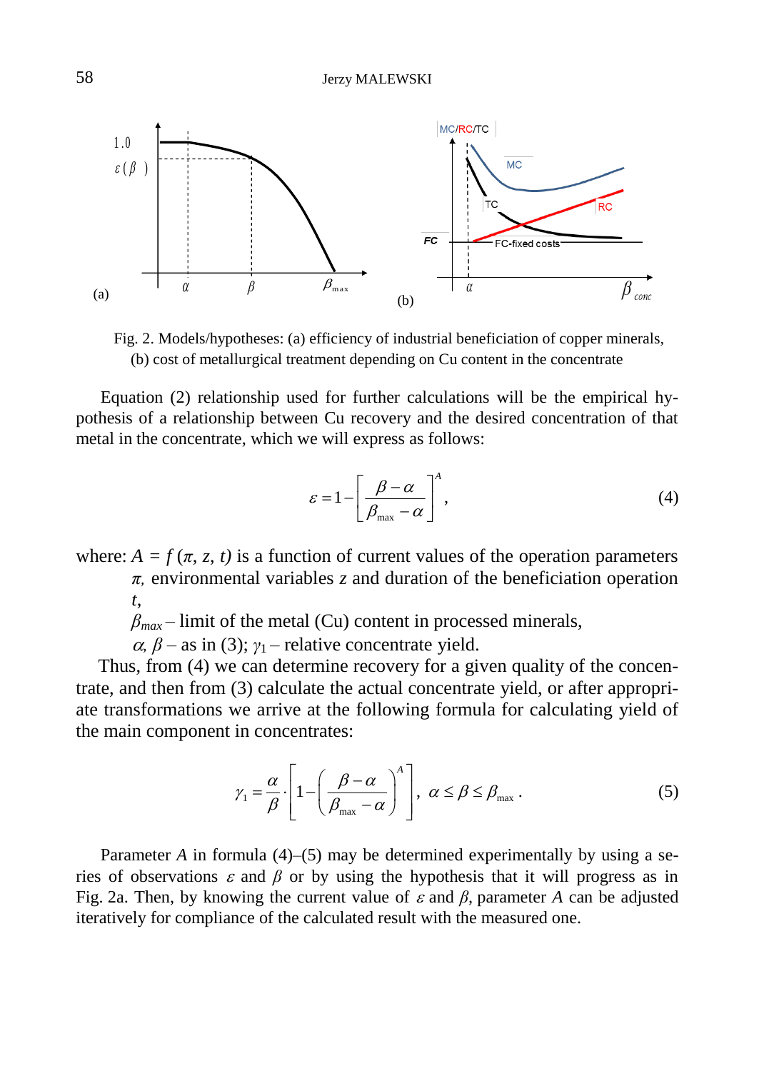Fig. 2. Models/hypotheses: (a) efficiency of industrial beneficiation of copper minerals, (b) cost of metallurgical treatment depending on Cu content in the concentrate

Equation (2) relationship used for further calculations will be the empirical hypothesis of a relationship between Cu recovery and the desired concentration of that metal in the concentrate, which we will express as follows:

$$\varepsilon = 1 - \left[ \frac{\beta - \alpha}{\beta_{max} - \alpha} \right]^{A}, \tag{4}$$

where: $A = f(\pi, z, t)$ is a function of current values of the operation parameters $\pi$, environmental variables $z$ and duration of the beneficiation operation $t$,

$\beta_{max}$ – limit of the metal (Cu) content in processed minerals,

$\alpha$, $\beta$ – as in (3); $\gamma_1$ – relative concentrate yield.

Thus, from (4) we can determine recovery for a given quality of the concentrate, and then from (3) calculate the actual concentrate yield, or after appropriate transformations we arrive at the following formula for calculating yield of the main component in concentrates:

$$\gamma_1 = \frac{\alpha}{\beta} \cdot \left[ 1 - \left( \frac{\beta - \alpha}{\beta_{max} - \alpha} \right)^{A} \right], \ \alpha \leq \beta \leq \beta_{max}. \tag{5}$$

Parameter $A$ in formula (4)–(5) may be determined experimentally by using a series of observations $\varepsilon$ and $\beta$ or by using the hypothesis that it will progress as in Fig. 2a. Then, by knowing the current value of $\varepsilon$ and $\beta$, parameter $A$ can be adjusted iteratively for compliance of the calculated result with the measured one.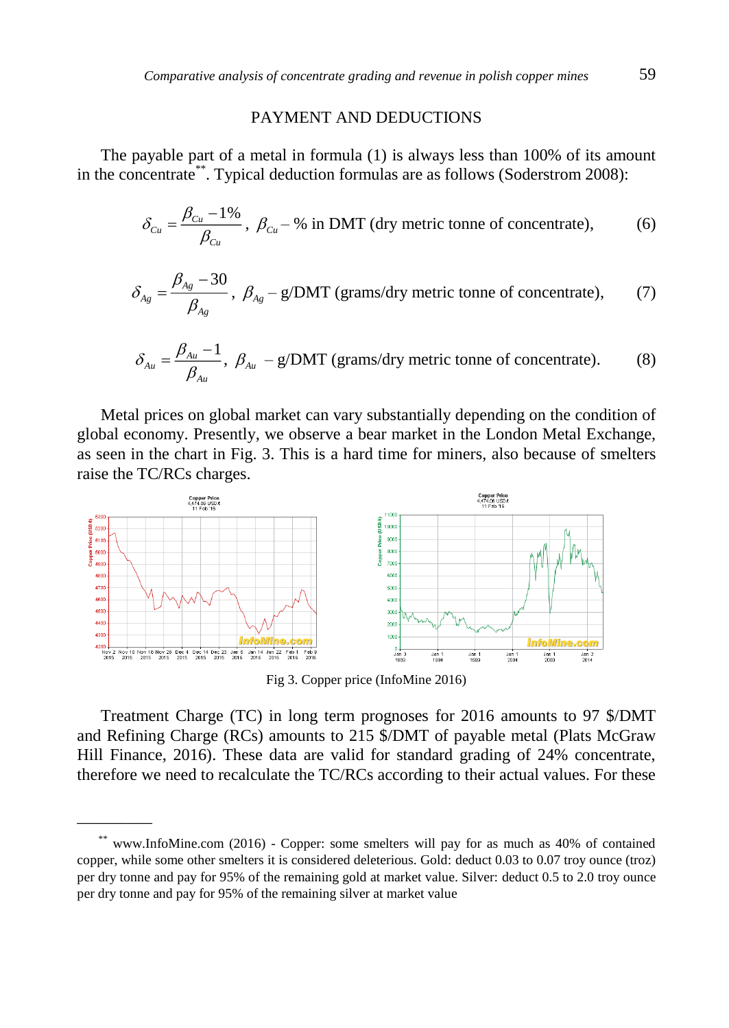## PAYMENT AND DEDUCTIONS

The payable part of a metal in formula (1) is always less than 100% of its amount in the concentrate[**]. Typical deduction formulas are as follows (Soderstrom 2008):

$$\delta_{Cu} = \frac{\beta_{Cu} - 1\%}{\beta_{Cu}},\ \beta_{Cu} - \%\ \text{in DMT (dry metric tonne of concentrate)}, \quad (6)$$

$$\delta_{Ag} = \frac{\beta_{Ag} - 30}{\beta_{Ag}},\ \beta_{Ag} - \text{g/DMT (grams/dry metric tonne of concentrate)}, \quad (7)$$

$$\delta_{Au} = \frac{\beta_{Au} - 1}{\beta_{Au}},\ \beta_{Au}\ - \text{g/DMT (grams/dry metric tonne of concentrate)}. \quad (8)$$

Metal prices on global market can vary substantially depending on the condition of global economy. Presently, we observe a bear market in the London Metal Exchange, as seen in the chart in Fig. 3. This is a hard time for miners, also because of smelters raise the TC/RCs charges.

Fig 3. Copper price (InfoMine 2016)

Treatment Charge (TC) in long term prognoses for 2016 amounts to 97 \$/DMT and Refining Charge (RCs) amounts to 215 \$/DMT of payable metal (Plats McGraw Hill Finance, 2016). These data are valid for standard grading of 24% concentrate, therefore we need to recalculate the TC/RCs according to their actual values. For these

---

[**] www.InfoMine.com (2016) - Copper: some smelters will pay for as much as 40% of contained copper, while some other smelters it is considered deleterious. Gold: deduct 0.03 to 0.07 troy ounce (troz) per dry tonne and pay for 95% of the remaining gold at market value. Silver: deduct 0.5 to 2.0 troy ounce per dry tonne and pay for 95% of the remaining silver at market value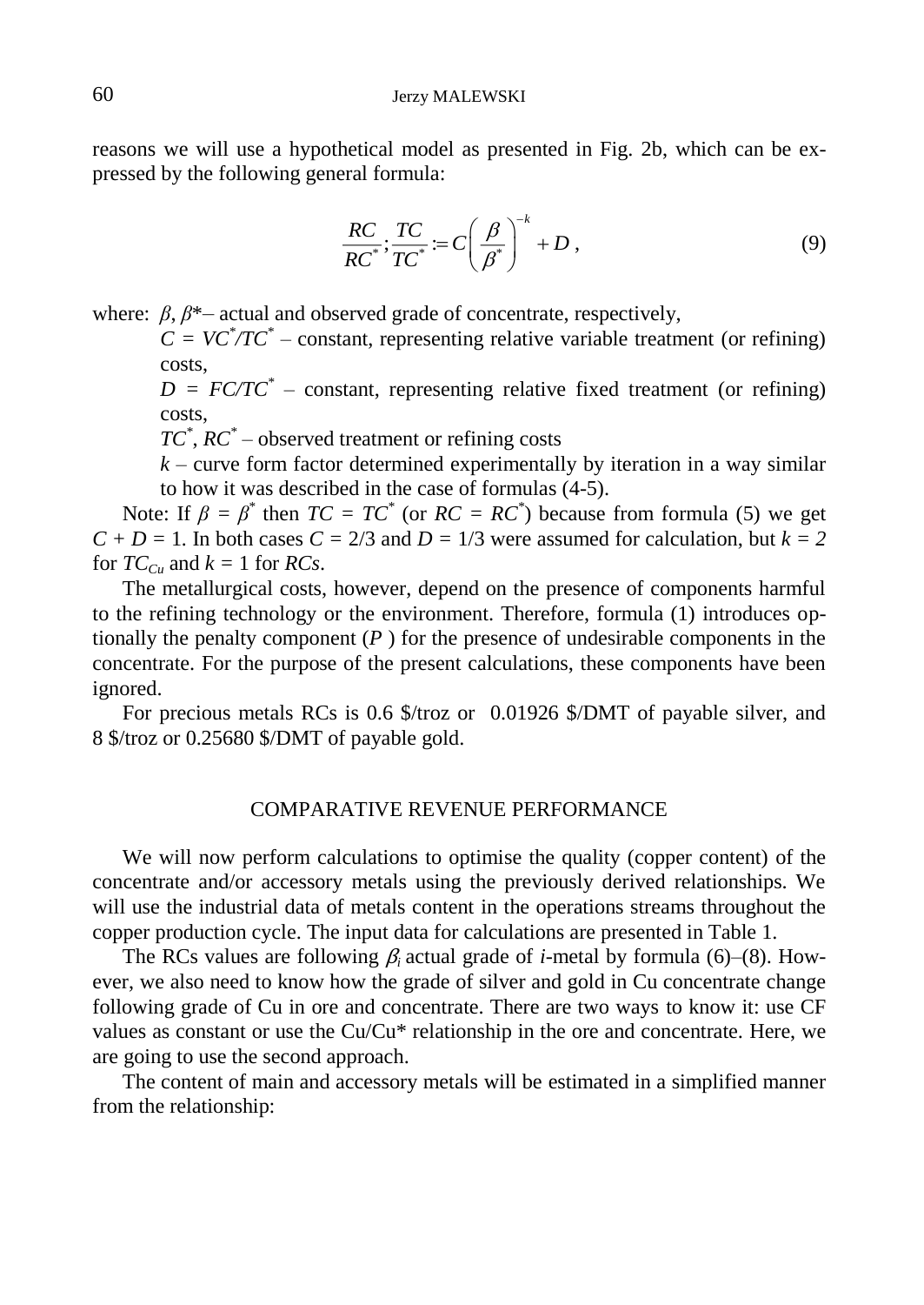reasons we will use a hypothetical model as presented in Fig. 2b, which can be expressed by the following general formula:

$$\frac{RC}{RC^*};\frac{TC}{TC^*} := C\left(\frac{\beta}{\beta^*}\right)^{-k} + D\,, \tag{9}$$

where: $\beta$, $\beta^*$– actual and observed grade of concentrate, respectively,

$C = VC^*/TC^*$ – constant, representing relative variable treatment (or refining) costs,

$D = FC/TC^*$ – constant, representing relative fixed treatment (or refining) costs,

$TC^*$, $RC^*$ – observed treatment or refining costs

$k$ – curve form factor determined experimentally by iteration in a way similar to how it was described in the case of formulas (4-5).

Note: If $\beta = \beta^*$ then $TC = TC^*$ (or $RC = RC^*$) because from formula (5) we get $C + D = 1$. In both cases $C = 2/3$ and $D = 1/3$ were assumed for calculation, but $k = 2$ for $TC_{Cu}$ and $k = 1$ for $RCs$.

The metallurgical costs, however, depend on the presence of components harmful to the refining technology or the environment. Therefore, formula (1) introduces optionally the penalty component ($P$ ) for the presence of undesirable components in the concentrate. For the purpose of the present calculations, these components have been ignored.

For precious metals RCs is 0.6 \$/troz or 0.01926 \$/DMT of payable silver, and 8 \$/troz or 0.25680 \$/DMT of payable gold.

## COMPARATIVE REVENUE PERFORMANCE

We will now perform calculations to optimise the quality (copper content) of the concentrate and/or accessory metals using the previously derived relationships. We will use the industrial data of metals content in the operations streams throughout the copper production cycle. The input data for calculations are presented in Table 1.

The RCs values are following $\beta_i$ actual grade of $i$-metal by formula (6)–(8). However, we also need to know how the grade of silver and gold in Cu concentrate change following grade of Cu in ore and concentrate. There are two ways to know it: use CF values as constant or use the Cu/Cu* relationship in the ore and concentrate. Here, we are going to use the second approach.

The content of main and accessory metals will be estimated in a simplified manner from the relationship: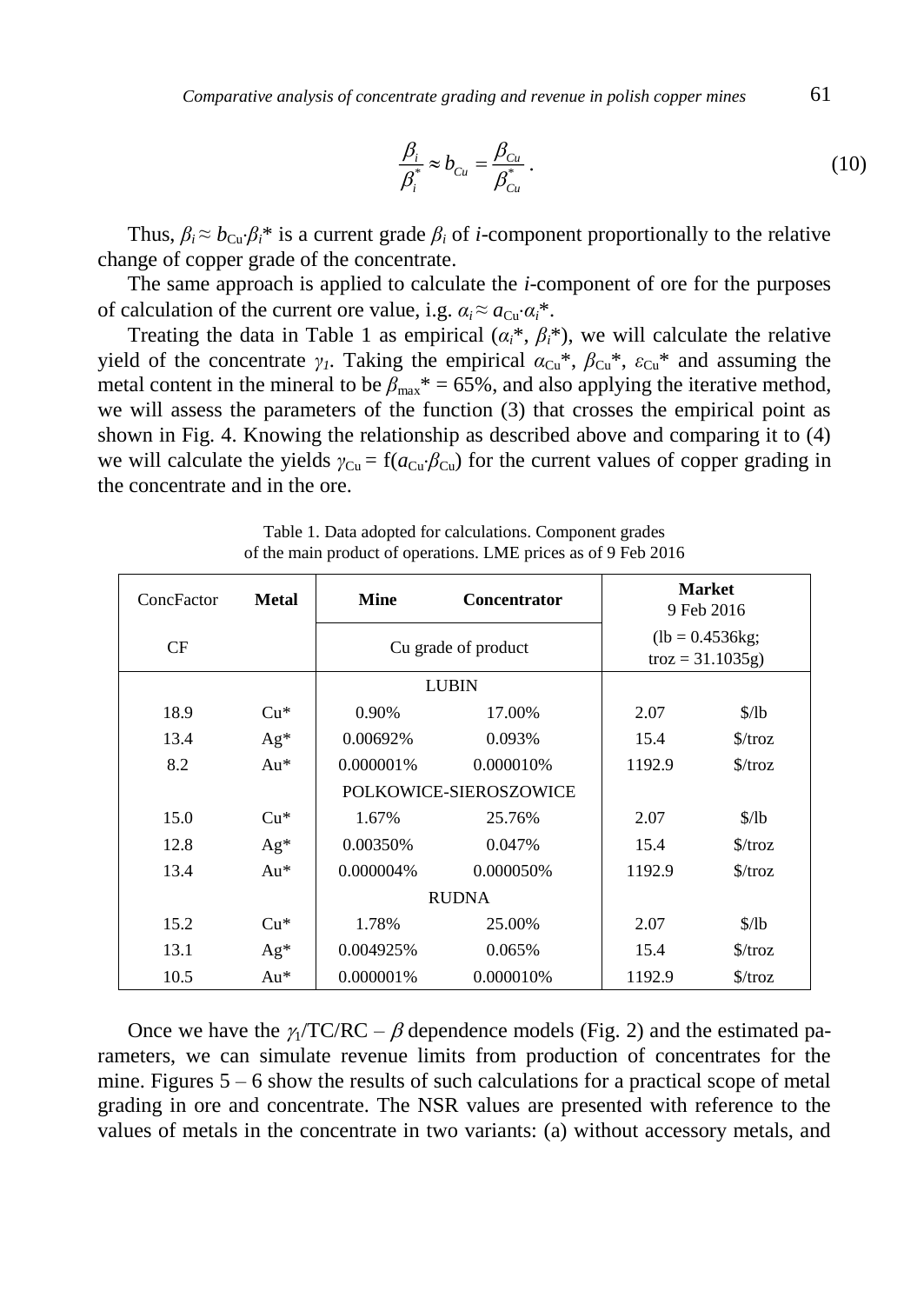$$\frac{\beta_i}{\beta_i^*} \approx b_{Cu} = \frac{\beta_{Cu}}{\beta_{Cu}^*}. \tag{10}$$

Thus, $\beta_i \approx b_{Cu} \cdot \beta_i^*$ is a current grade $\beta_i$ of *i*-component proportionally to the relative change of copper grade of the concentrate.

The same approach is applied to calculate the *i*-component of ore for the purposes of calculation of the current ore value, i.g. $\alpha_i \approx a_{Cu} \cdot \alpha_i^*$.

Treating the data in Table 1 as empirical ($\alpha_i^*$, $\beta_i^*$), we will calculate the relative yield of the concentrate $\gamma_1$. Taking the empirical $\alpha_{Cu}^*$, $\beta_{Cu}^*$, $\varepsilon_{Cu}^*$ and assuming the metal content in the mineral to be $\beta_{max}^* = 65\%$, and also applying the iterative method, we will assess the parameters of the function (3) that crosses the empirical point as shown in Fig. 4. Knowing the relationship as described above and comparing it to (4) we will calculate the yields $\gamma_{Cu} = f(a_{Cu} \cdot \beta_{Cu})$ for the current values of copper grading in the concentrate and in the ore.

Table 1. Data adopted for calculations. Component grades of the main product of operations. LME prices as of 9 Feb 2016

| ConcFactor | Metal | Mine | Concentrator | Market 9 Feb 2016 | |
|---|---|---|---|---|---|
| CF | | Cu grade of product | | (lb = 0.4536kg; troz = 31.1035g) | |
| | | LUBIN | | | |
| 18.9 | Cu* | 0.90% | 17.00% | 2.07 | $/lb |
| 13.4 | Ag* | 0.00692% | 0.093% | 15.4 | $/troz |
| 8.2 | Au* | 0.000001% | 0.000010% | 1192.9 | $/troz |
| | | POLKOWICE-SIEROSZOWICE | | | |
| 15.0 | Cu* | 1.67% | 25.76% | 2.07 | $/lb |
| 12.8 | Ag* | 0.00350% | 0.047% | 15.4 | $/troz |
| 13.4 | Au* | 0.000004% | 0.000050% | 1192.9 | $/troz |
| | | RUDNA | | | |
| 15.2 | Cu* | 1.78% | 25.00% | 2.07 | $/lb |
| 13.1 | Ag* | 0.004925% | 0.065% | 15.4 | $/troz |
| 10.5 | Au* | 0.000001% | 0.000010% | 1192.9 | $/troz |

Once we have the $\gamma_1$/TC/RC – $\beta$ dependence models (Fig. 2) and the estimated parameters, we can simulate revenue limits from production of concentrates for the mine. Figures 5 – 6 show the results of such calculations for a practical scope of metal grading in ore and concentrate. The NSR values are presented with reference to the values of metals in the concentrate in two variants: (a) without accessory metals, and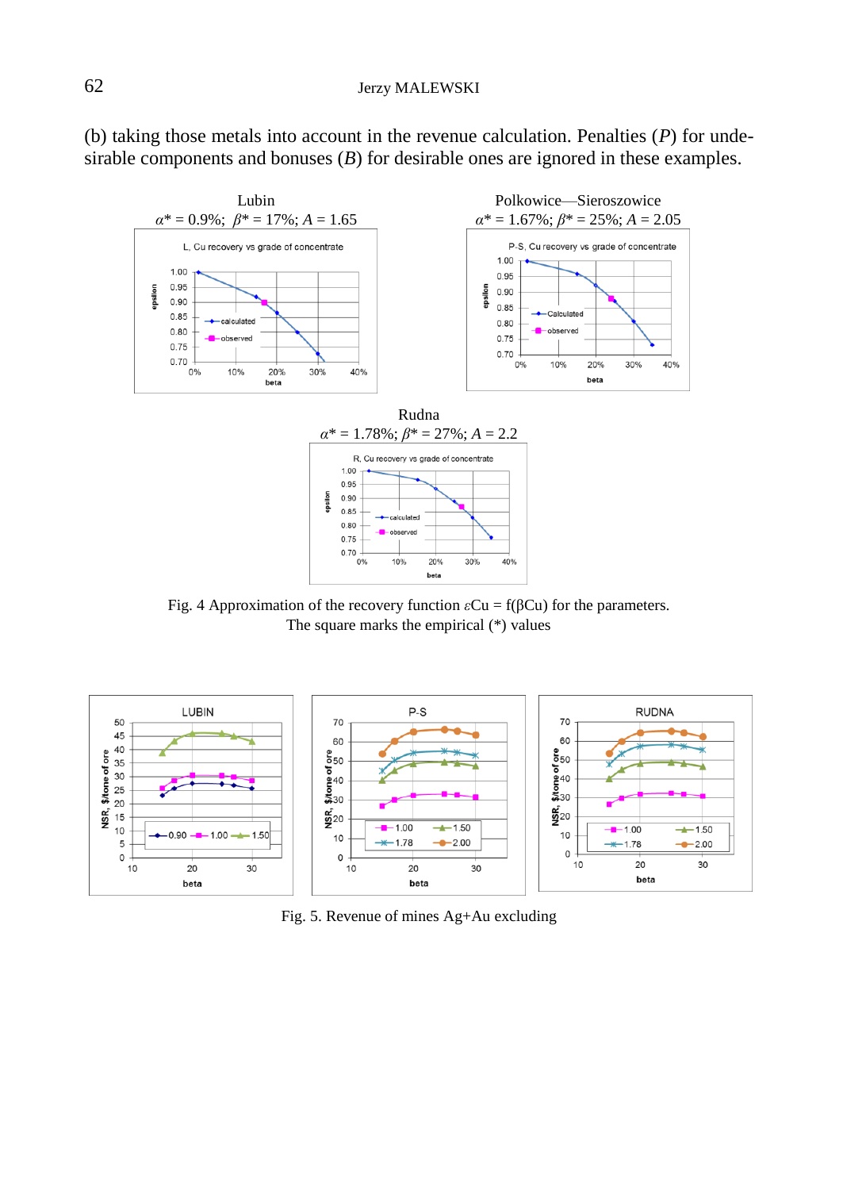(b) taking those metals into account in the revenue calculation. Penalties ($P$) for undesirable components and bonuses ($B$) for desirable ones are ignored in these examples.

Lubin
$\alpha^* = 0.9\%$; $\beta^* = 17\%$; $A = 1.65$

Polkowice—Sieroszowice
$\alpha^* = 1.67\%$; $\beta^* = 25\%$; $A = 2.05$

Rudna
$\alpha^* = 1.78\%$; $\beta^* = 27\%$; $A = 2.2$

Fig. 4 Approximation of the recovery function $\varepsilon$Cu = f($\beta$Cu) for the parameters. The square marks the empirical (*) values

Fig. 5. Revenue of mines Ag+Au excluding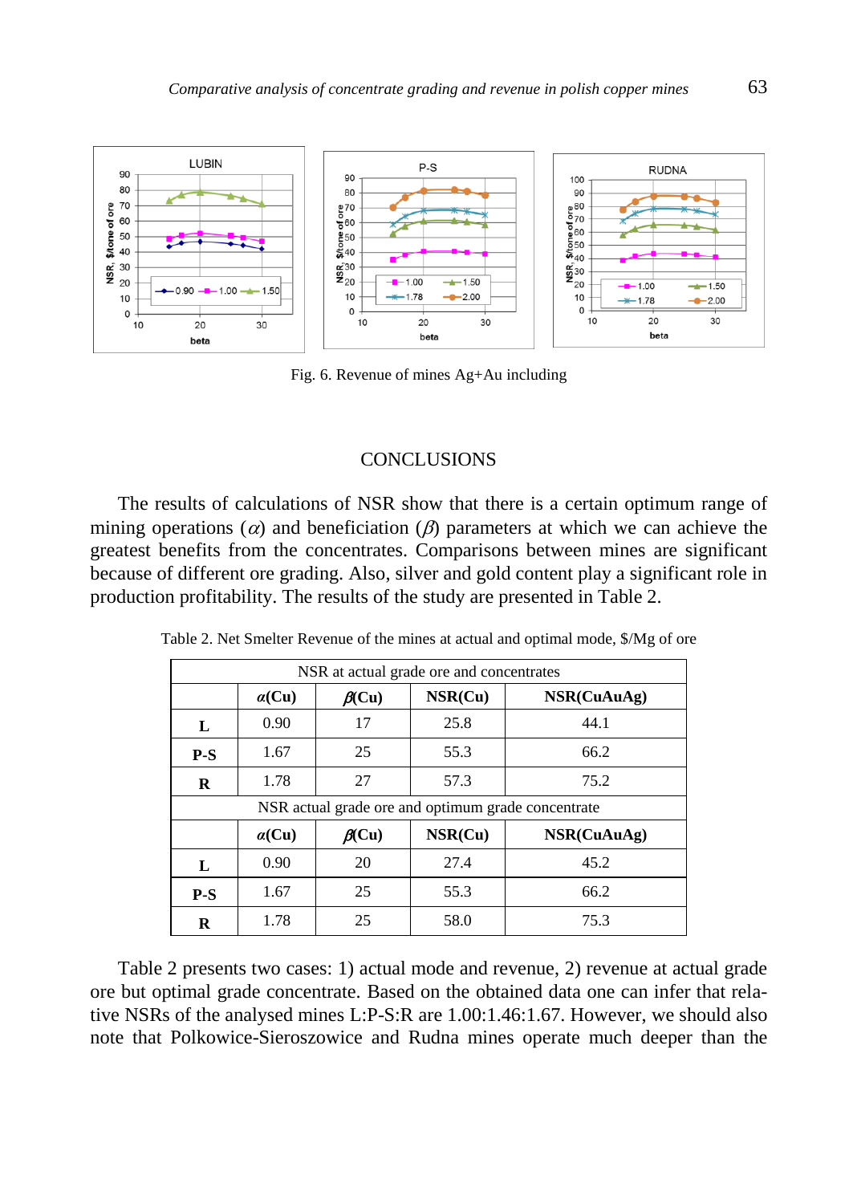Fig. 6. Revenue of mines Ag+Au including

## CONCLUSIONS

The results of calculations of NSR show that there is a certain optimum range of mining operations ($\alpha$) and beneficiation ($\beta$) parameters at which we can achieve the greatest benefits from the concentrates. Comparisons between mines are significant because of different ore grading. Also, silver and gold content play a significant role in production profitability. The results of the study are presented in Table 2.

Table 2. Net Smelter Revenue of the mines at actual and optimal mode, $/Mg of ore

| NSR at actual grade ore and concentrates | | | | |
|---|---|---|---|---|
| | $\alpha$(Cu) | $\beta$(Cu) | NSR(Cu) | NSR(CuAuAg) |
| **L** | 0.90 | 17 | 25.8 | 44.1 |
| **P-S** | 1.67 | 25 | 55.3 | 66.2 |
| **R** | 1.78 | 27 | 57.3 | 75.2 |
| NSR actual grade ore and optimum grade concentrate | | | | |
| | $\alpha$(Cu) | $\beta$(Cu) | NSR(Cu) | NSR(CuAuAg) |
| **L** | 0.90 | 20 | 27.4 | 45.2 |
| **P-S** | 1.67 | 25 | 55.3 | 66.2 |
| **R** | 1.78 | 25 | 58.0 | 75.3 |

Table 2 presents two cases: 1) actual mode and revenue, 2) revenue at actual grade ore but optimal grade concentrate. Based on the obtained data one can infer that relative NSRs of the analysed mines L:P-S:R are 1.00:1.46:1.67. However, we should also note that Polkowice-Sieroszowice and Rudna mines operate much deeper than the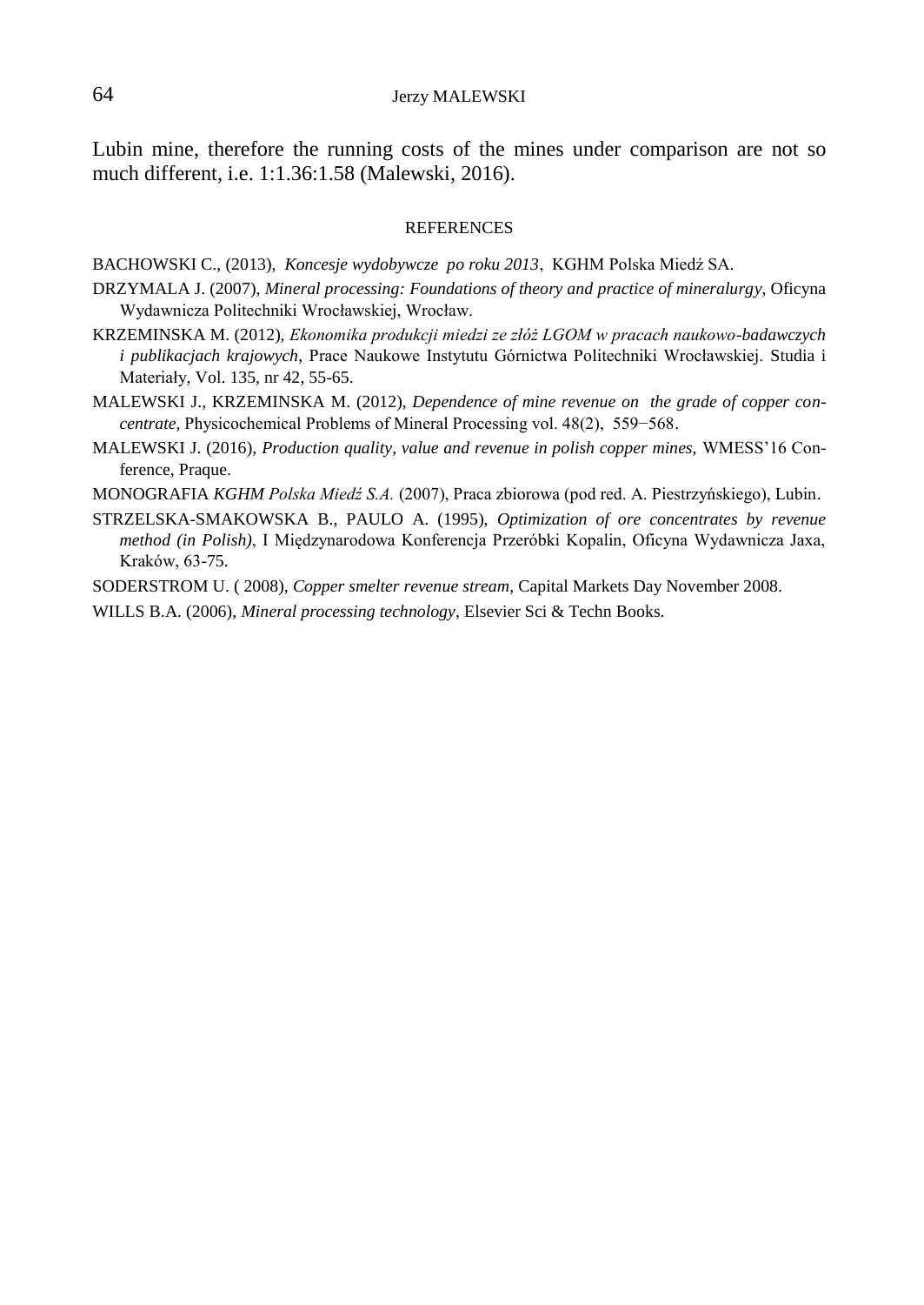Lubin mine, therefore the running costs of the mines under comparison are not so much different, i.e. 1:1.36:1.58 (Malewski, 2016).

## REFERENCES

BACHOWSKI C., (2013), *Koncesje wydobywcze po roku 2013*, KGHM Polska Miedź SA.

DRZYMALA J. (2007), *Mineral processing: Foundations of theory and practice of mineralurgy*, Oficyna Wydawnicza Politechniki Wrocławskiej, Wrocław.

KRZEMINSKA M. (2012), *Ekonomika produkcji miedzi ze złóż LGOM w pracach naukowo-badawczych i publikacjach krajowych*, Prace Naukowe Instytutu Górnictwa Politechniki Wrocławskiej. Studia i Materiały, Vol. 135, nr 42, 55-65.

MALEWSKI J., KRZEMINSKA M. (2012), *Dependence of mine revenue on the grade of copper concentrate,* Physicochemical Problems of Mineral Processing vol. 48(2), 559−568.

MALEWSKI J. (2016), *Production quality, value and revenue in polish copper mines,* WMESS'16 Conference, Praque.

MONOGRAFIA *KGHM Polska Miedź S.A.* (2007), Praca zbiorowa (pod red. A. Piestrzyńskiego), Lubin.

STRZELSKA-SMAKOWSKA B., PAULO A. (1995), *Optimization of ore concentrates by revenue method (in Polish)*, I Międzynarodowa Konferencja Przeróbki Kopalin, Oficyna Wydawnicza Jaxa, Kraków, 63-75.

SODERSTROM U. ( 2008), *Copper smelter revenue stream*, Capital Markets Day November 2008.

WILLS B.A. (2006), *Mineral processing technology*, Elsevier Sci & Techn Books.